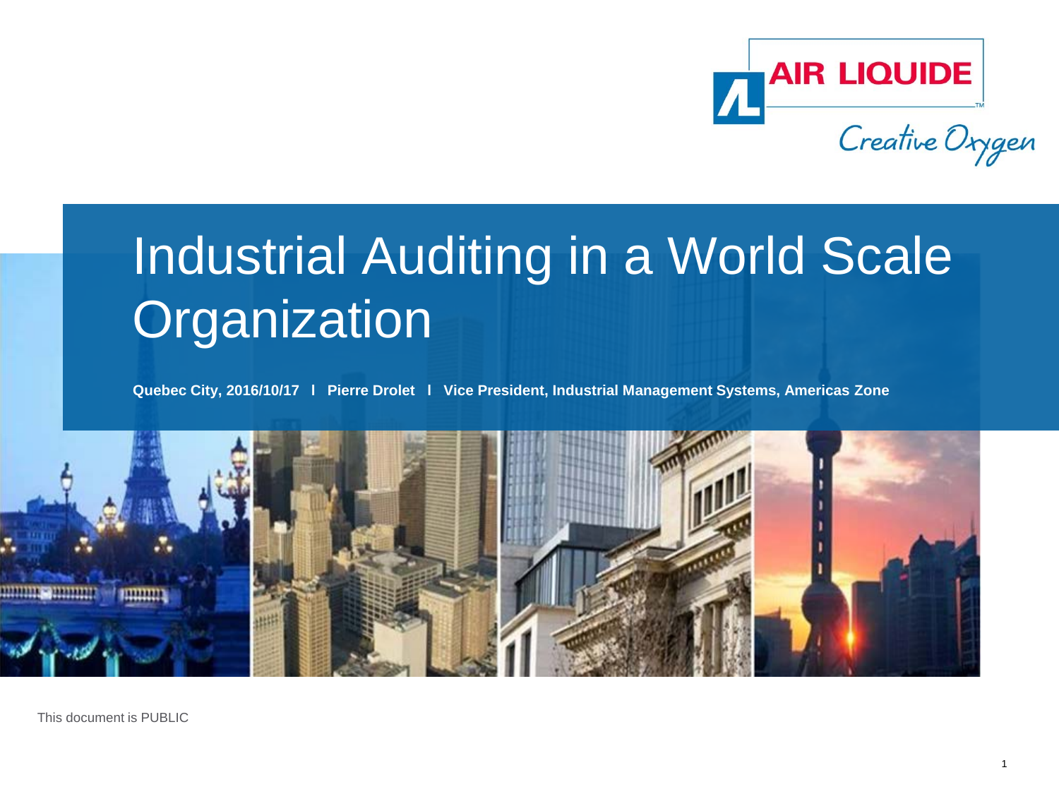AIR LIQUIDE

Creative Oxygen

# Industrial Auditing in a World Scale Organization

**Quebec City, 2016/10/17 l Pierre Drolet l Vice President, Industrial Management Systems, Americas Zone**

This document is PUBLIC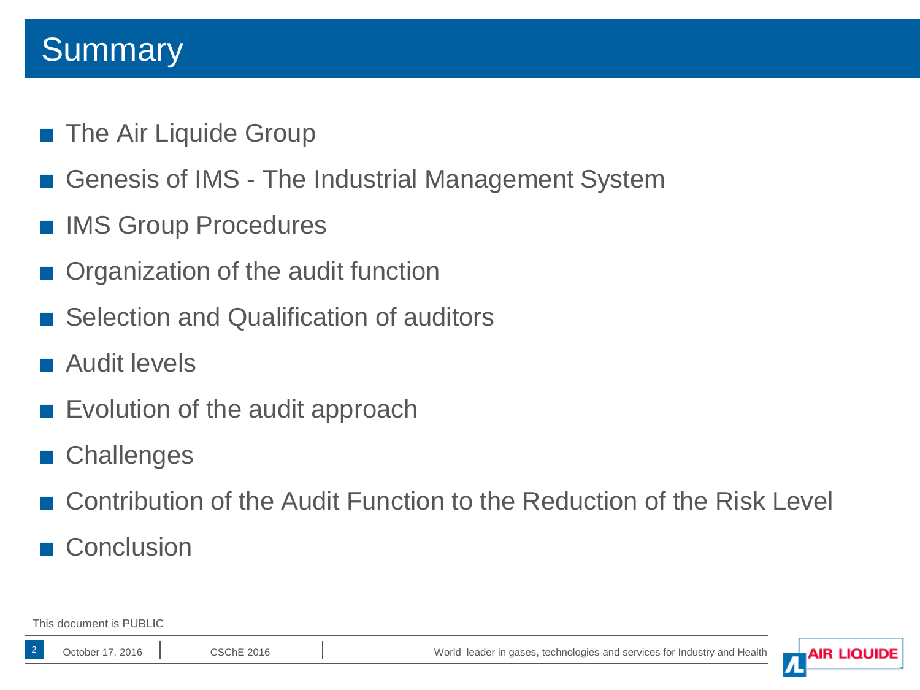# Summary

- The Air Liquide Group
- Genesis of IMS - The Industrial Management System
- IMS Group Procedures
- Organization of the audit function
- Selection and Qualification of auditors
- Audit levels
- Evolution of the audit approach
- Challenges
- Contribution of the Audit Function to the Reduction of the Risk Level
- Conclusion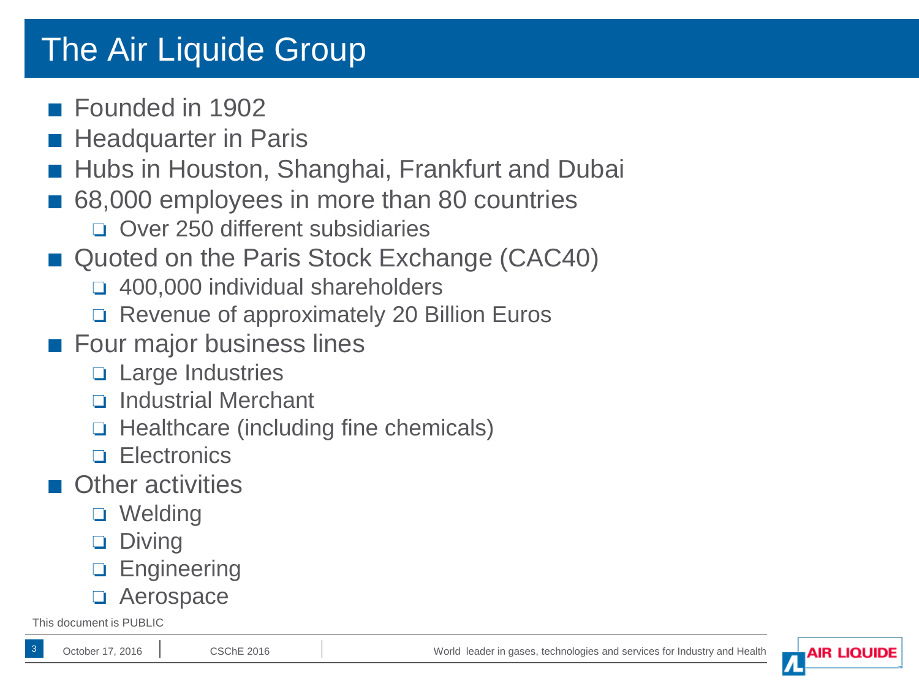# The Air Liquide Group

- Founded in 1902
- Headquarter in Paris
- Hubs in Houston, Shanghai, Frankfurt and Dubai
- 68,000 employees in more than 80 countries
  - Over 250 different subsidiaries
- Quoted on the Paris Stock Exchange (CAC40)
  - 400,000 individual shareholders
  - Revenue of approximately 20 Billion Euros
- Four major business lines
  - Large Industries
  - Industrial Merchant
  - Healthcare (including fine chemicals)
  - Electronics
- Other activities
  - Welding
  - Diving
  - Engineering
  - Aerospace

This document is PUBLIC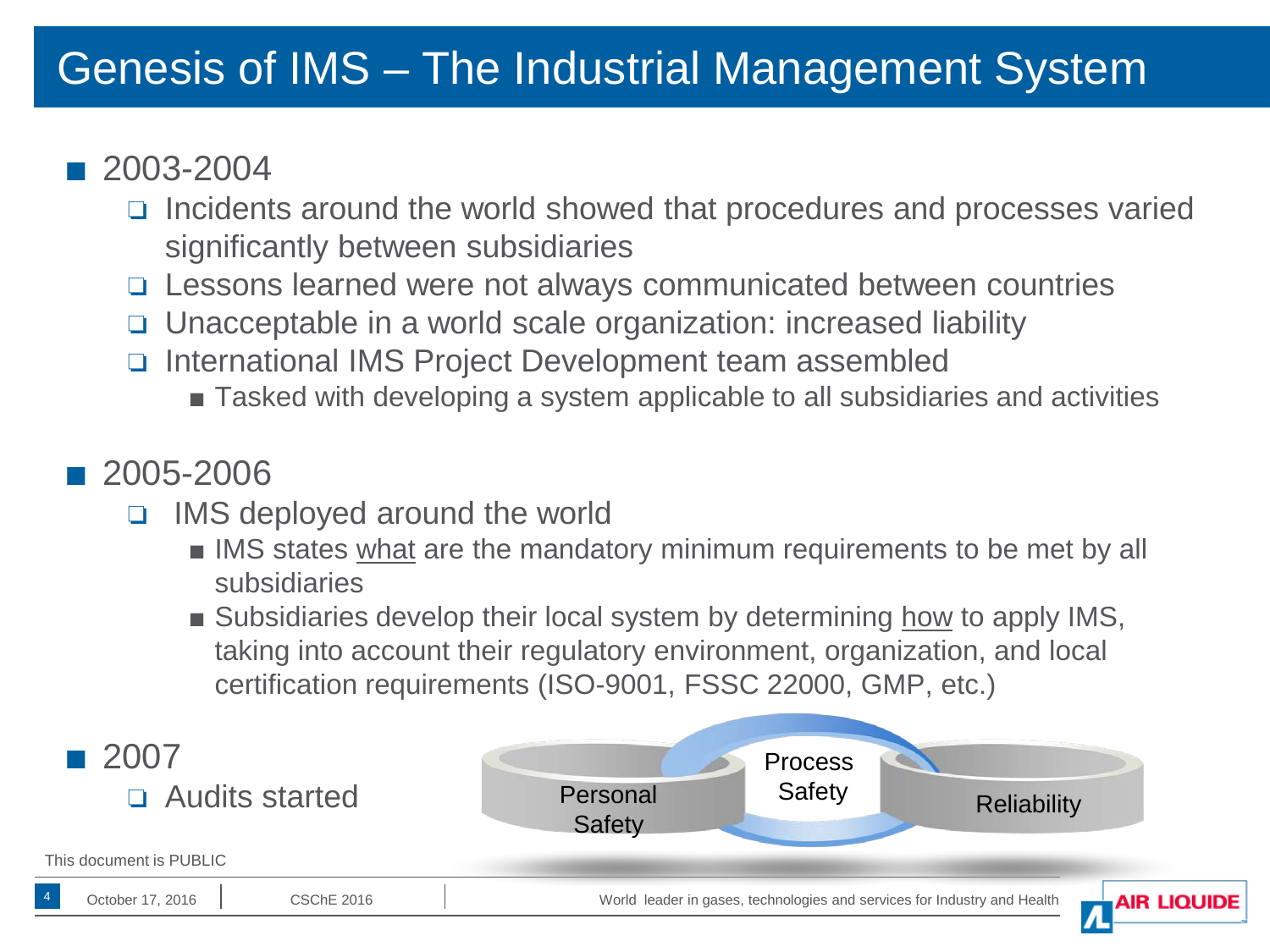# Genesis of IMS – The Industrial Management System

- 2003-2004
  - Incidents around the world showed that procedures and processes varied significantly between subsidiaries
  - Lessons learned were not always communicated between countries
  - Unacceptable in a world scale organization: increased liability
  - International IMS Project Development team assembled
    - Tasked with developing a system applicable to all subsidiaries and activities

- 2005-2006
  - IMS deployed around the world
    - IMS states <u>what</u> are the mandatory minimum requirements to be met by all subsidiaries
    - Subsidiaries develop their local system by determining <u>how</u> to apply IMS, taking into account their regulatory environment, organization, and local certification requirements (ISO-9001, FSSC 22000, GMP, etc.)

- 2007
  - Audits started

Personal Safety | Process Safety | Reliability

This document is PUBLIC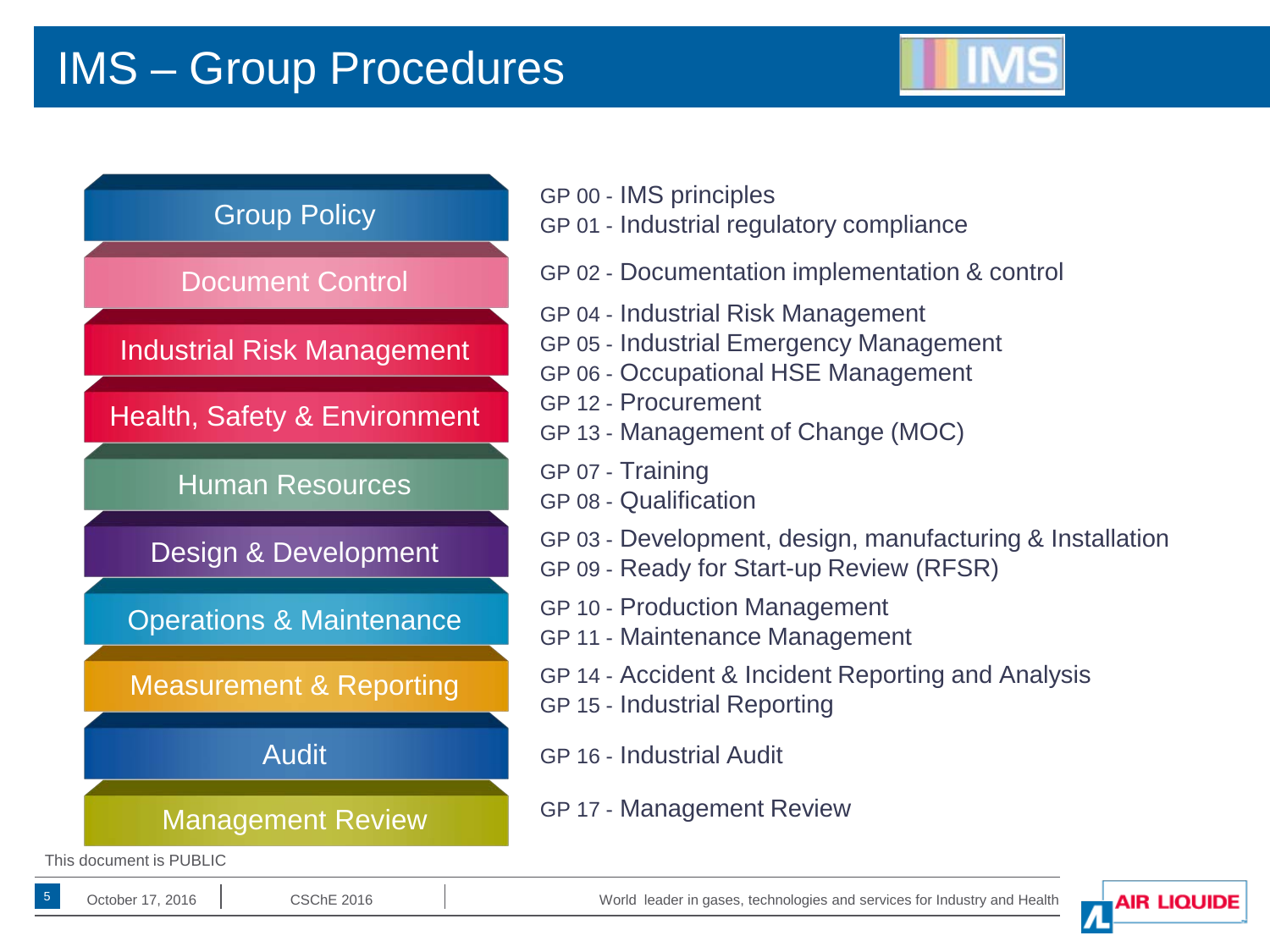# IMS – Group Procedures

| Category | Group Procedures |
| --- | --- |
| Group Policy | GP 00 - IMS principles<br>GP 01 - Industrial regulatory compliance |
| Document Control | GP 02 - Documentation implementation & control |
| Industrial Risk Management | GP 04 - Industrial Risk Management<br>GP 05 - Industrial Emergency Management |
| Health, Safety & Environment | GP 06 - Occupational HSE Management<br>GP 12 - Procurement<br>GP 13 - Management of Change (MOC) |
| Human Resources | GP 07 - Training<br>GP 08 - Qualification |
| Design & Development | GP 03 - Development, design, manufacturing & Installation<br>GP 09 - Ready for Start-up Review (RFSR) |
| Operations & Maintenance | GP 10 - Production Management<br>GP 11 - Maintenance Management |
| Measurement & Reporting | GP 14 - Accident & Incident Reporting and Analysis<br>GP 15 - Industrial Reporting |
| Audit | GP 16 - Industrial Audit |
| Management Review | GP 17 - Management Review |

This document is PUBLIC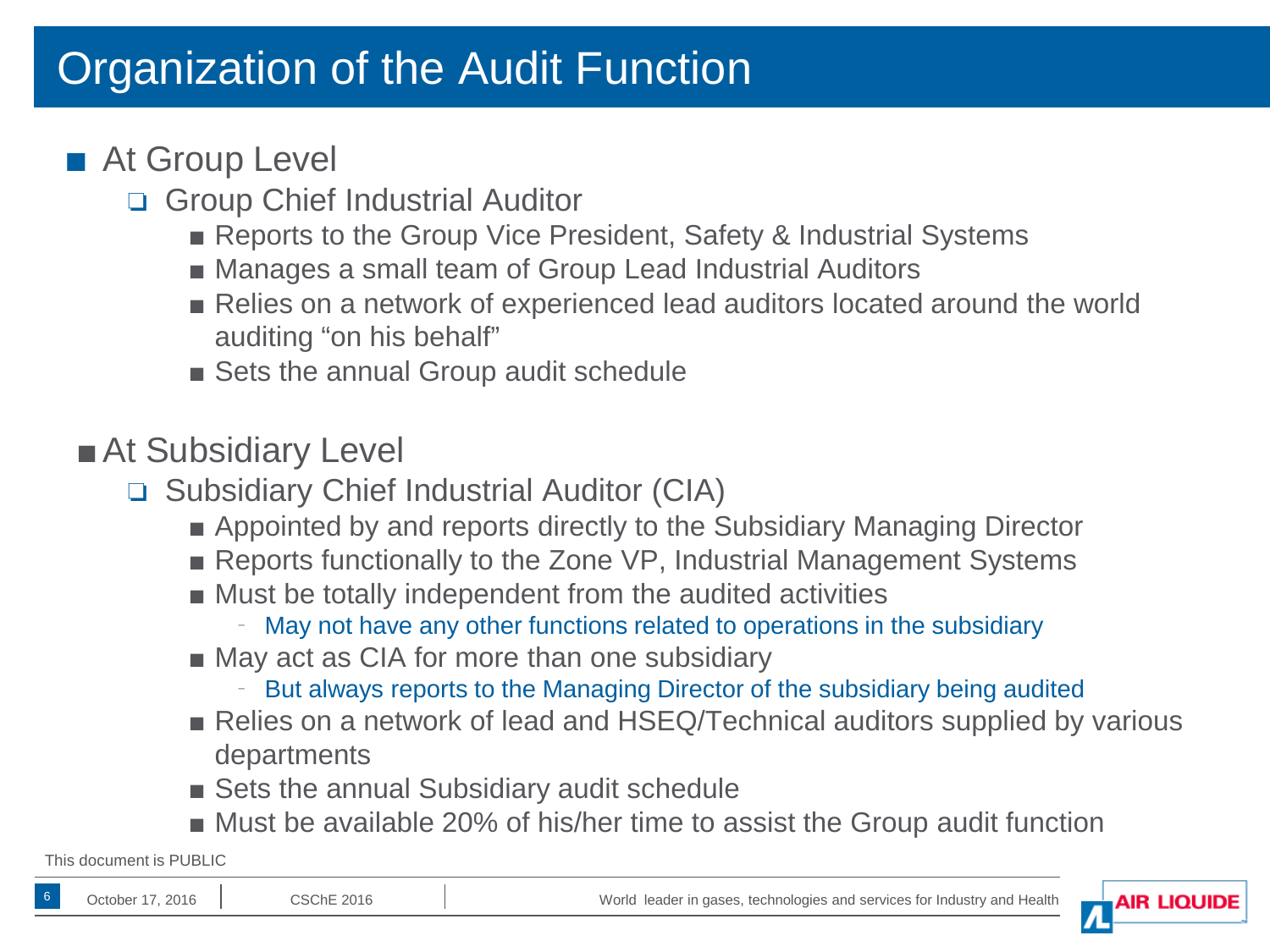# Organization of the Audit Function

- At Group Level
  - Group Chief Industrial Auditor
    - Reports to the Group Vice President, Safety & Industrial Systems
    - Manages a small team of Group Lead Industrial Auditors
    - Relies on a network of experienced lead auditors located around the world auditing "on his behalf"
    - Sets the annual Group audit schedule

- At Subsidiary Level
  - Subsidiary Chief Industrial Auditor (CIA)
    - Appointed by and reports directly to the Subsidiary Managing Director
    - Reports functionally to the Zone VP, Industrial Management Systems
    - Must be totally independent from the audited activities
      - May not have any other functions related to operations in the subsidiary
    - May act as CIA for more than one subsidiary
      - But always reports to the Managing Director of the subsidiary being audited
    - Relies on a network of lead and HSEQ/Technical auditors supplied by various departments
    - Sets the annual Subsidiary audit schedule
    - Must be available 20% of his/her time to assist the Group audit function

This document is PUBLIC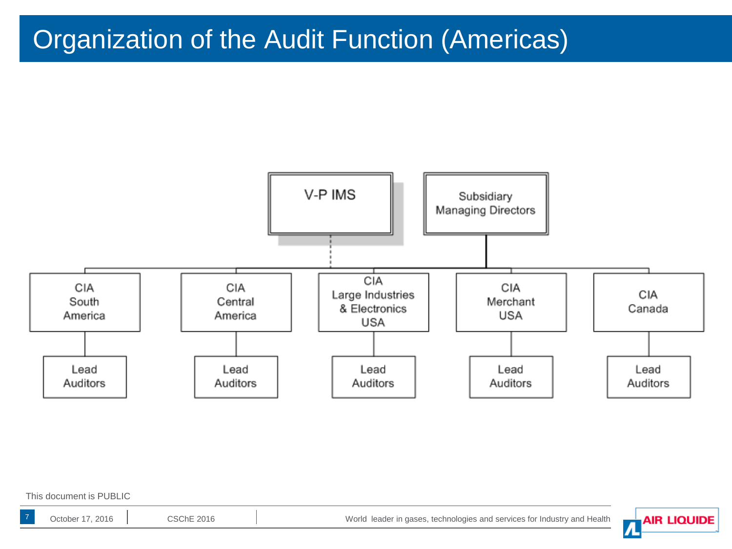# Organization of the Audit Function (Americas)

- V-P IMS
- Subsidiary Managing Directors
  - CIA South America
    - Lead Auditors
  - CIA Central America
    - Lead Auditors
  - CIA Large Industries & Electronics USA
    - Lead Auditors
  - CIA Merchant USA
    - Lead Auditors
  - CIA Canada
    - Lead Auditors

This document is PUBLIC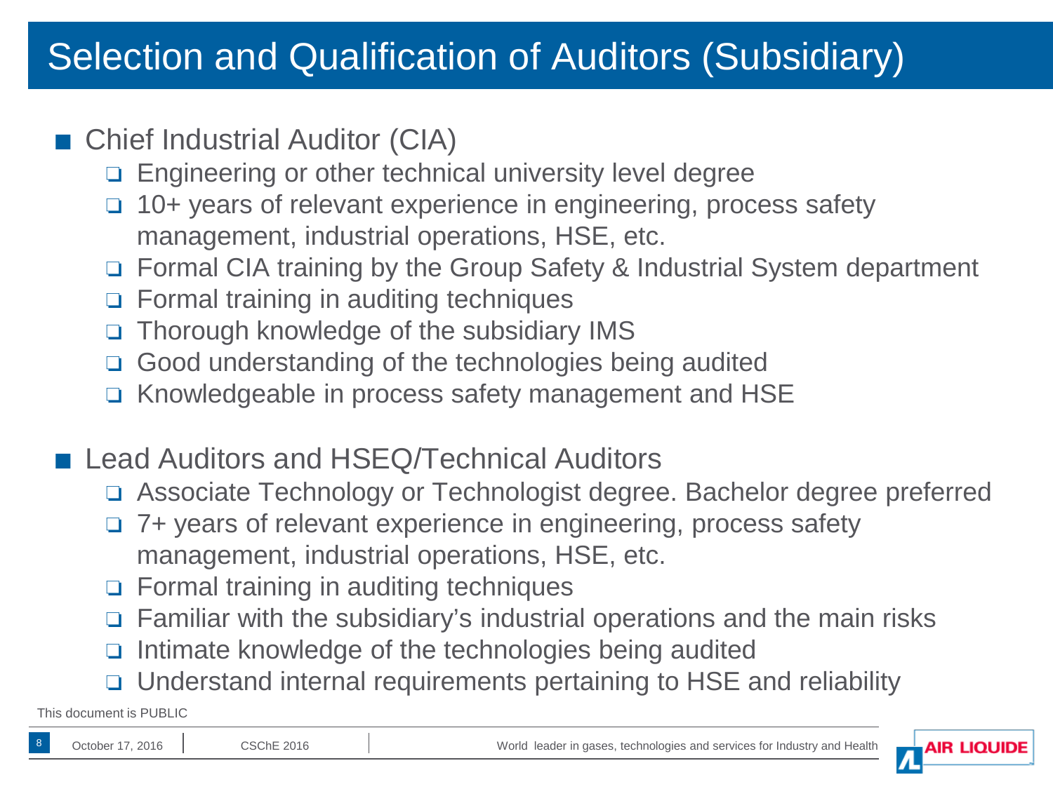# Selection and Qualification of Auditors (Subsidiary)

- Chief Industrial Auditor (CIA)
  - Engineering or other technical university level degree
  - 10+ years of relevant experience in engineering, process safety management, industrial operations, HSE, etc.
  - Formal CIA training by the Group Safety & Industrial System department
  - Formal training in auditing techniques
  - Thorough knowledge of the subsidiary IMS
  - Good understanding of the technologies being audited
  - Knowledgeable in process safety management and HSE

- Lead Auditors and HSEQ/Technical Auditors
  - Associate Technology or Technologist degree. Bachelor degree preferred
  - 7+ years of relevant experience in engineering, process safety management, industrial operations, HSE, etc.
  - Formal training in auditing techniques
  - Familiar with the subsidiary's industrial operations and the main risks
  - Intimate knowledge of the technologies being audited
  - Understand internal requirements pertaining to HSE and reliability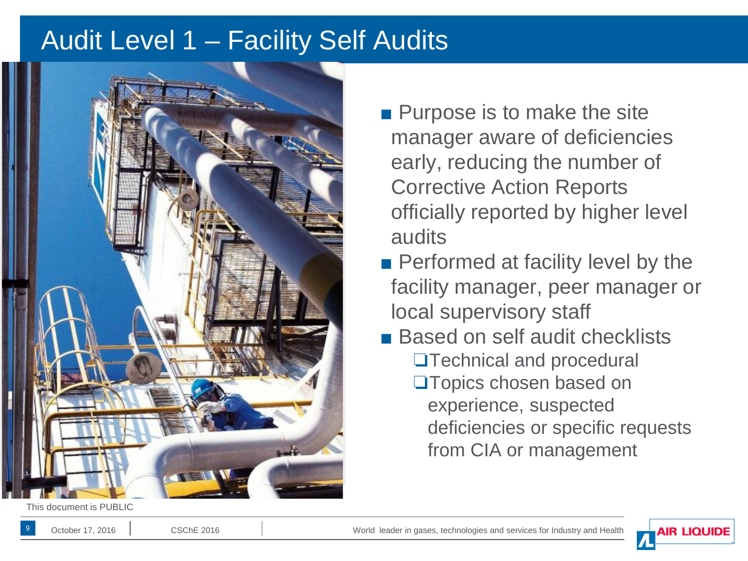# Audit Level 1 – Facility Self Audits

- Purpose is to make the site manager aware of deficiencies early, reducing the number of Corrective Action Reports officially reported by higher level audits
- Performed at facility level by the facility manager, peer manager or local supervisory staff
- Based on self audit checklists
  - Technical and procedural
  - Topics chosen based on experience, suspected deficiencies or specific requests from CIA or management

This document is PUBLIC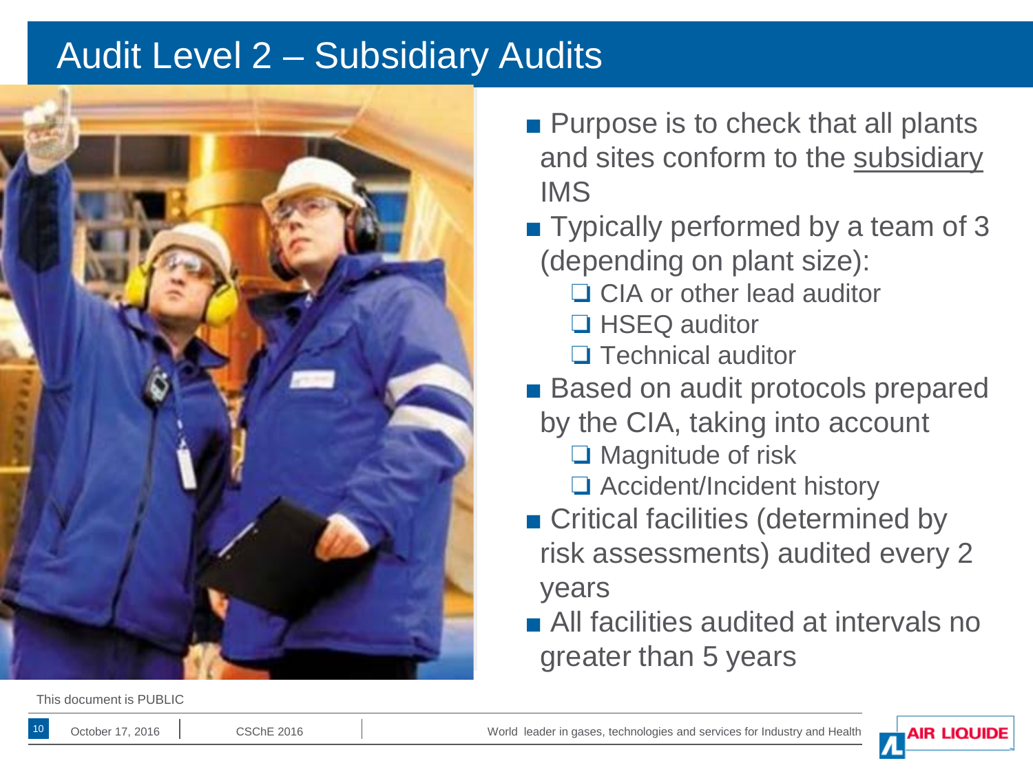# Audit Level 2 – Subsidiary Audits

- Purpose is to check that all plants and sites conform to the subsidiary IMS
- Typically performed by a team of 3 (depending on plant size):
  - CIA or other lead auditor
  - HSEQ auditor
  - Technical auditor
- Based on audit protocols prepared by the CIA, taking into account
  - Magnitude of risk
  - Accident/Incident history
- Critical facilities (determined by risk assessments) audited every 2 years
- All facilities audited at intervals no greater than 5 years

This document is PUBLIC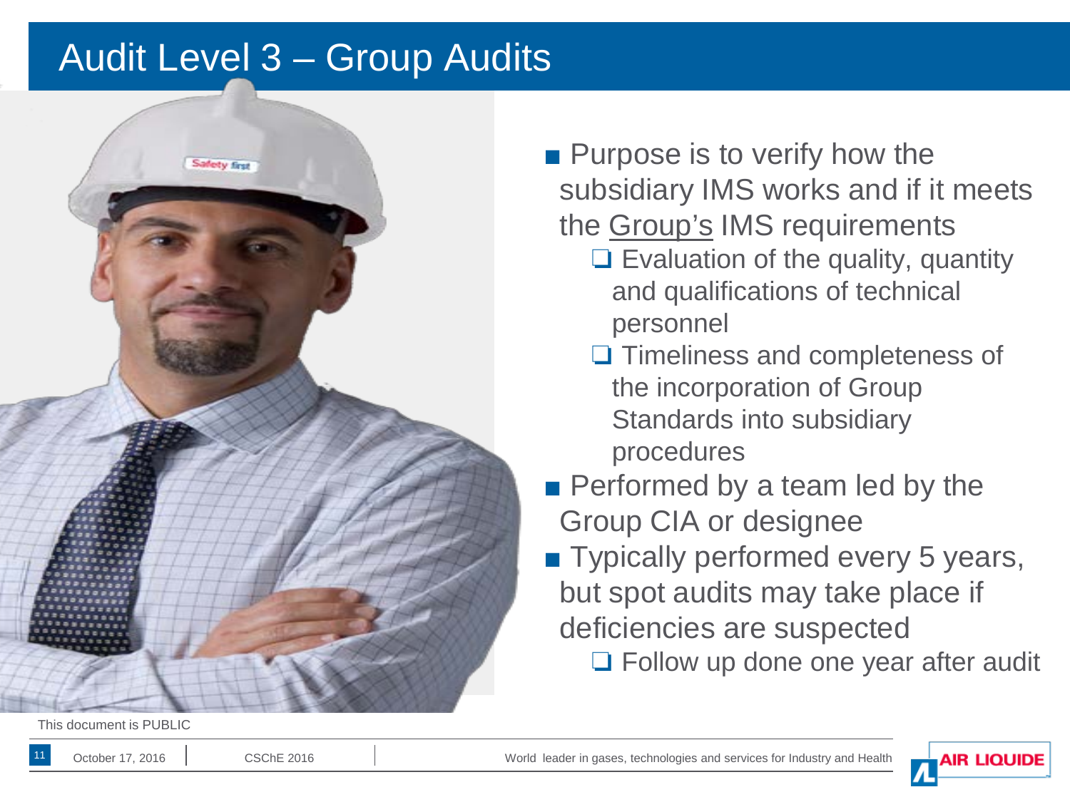# Audit Level 3 – Group Audits

- Purpose is to verify how the subsidiary IMS works and if it meets the Group's IMS requirements
  - Evaluation of the quality, quantity and qualifications of technical personnel
  - Timeliness and completeness of the incorporation of Group Standards into subsidiary procedures
- Performed by a team led by the Group CIA or designee
- Typically performed every 5 years, but spot audits may take place if deficiencies are suspected
  - Follow up done one year after audit

This document is PUBLIC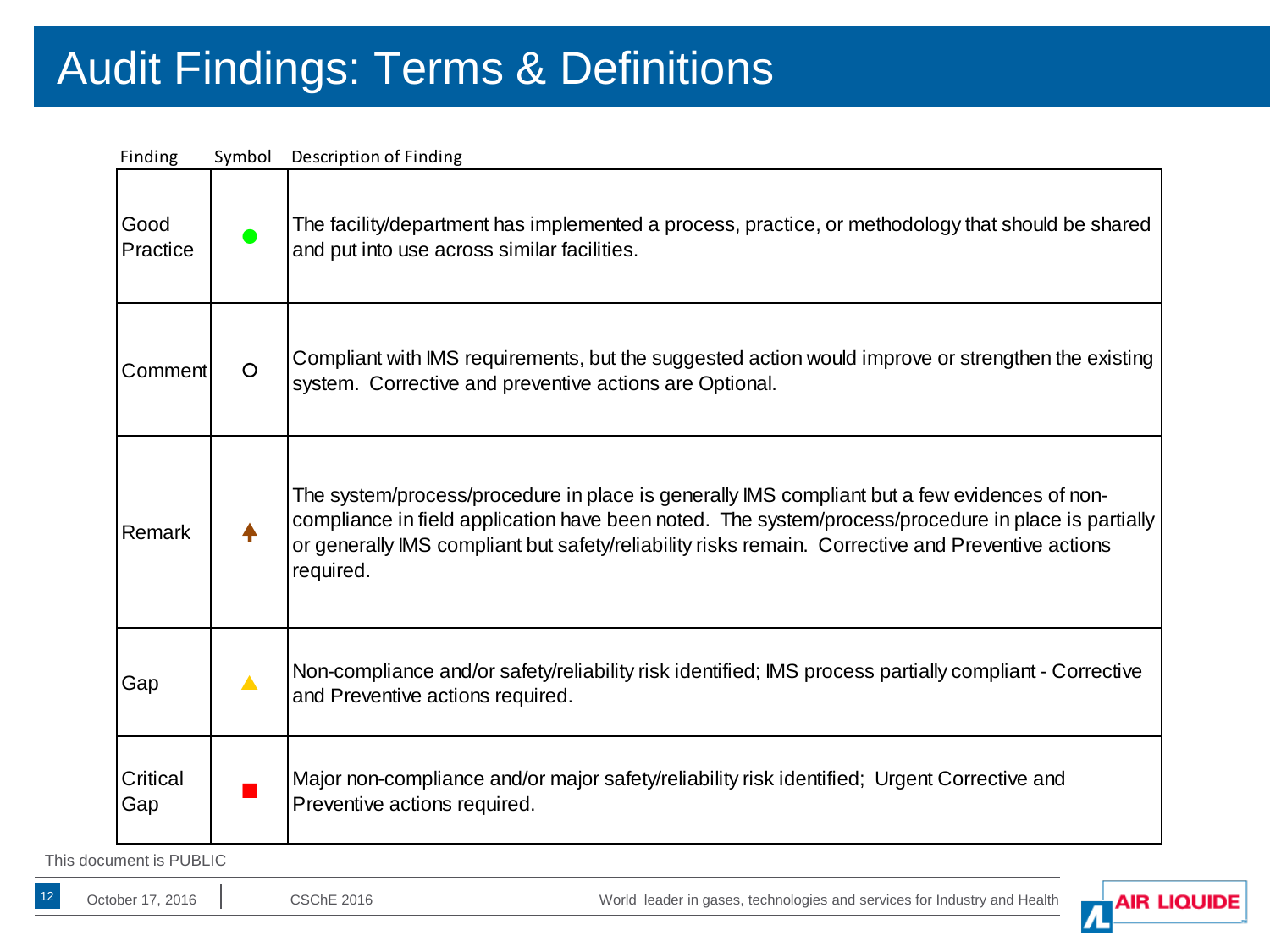# Audit Findings: Terms & Definitions

| Finding | Symbol | Description of Finding |
| --- | --- | --- |
| Good Practice | ● | The facility/department has implemented a process, practice, or methodology that should be shared and put into use across similar facilities. |
| Comment | ○ | Compliant with IMS requirements, but the suggested action would improve or strengthen the existing system. Corrective and preventive actions are Optional. |
| Remark | ↑ | The system/process/procedure in place is generally IMS compliant but a few evidences of non-compliance in field application have been noted. The system/process/procedure in place is partially or generally IMS compliant but safety/reliability risks remain. Corrective and Preventive actions required. |
| Gap | ▲ | Non-compliance and/or safety/reliability risk identified; IMS process partially compliant - Corrective and Preventive actions required. |
| Critical Gap | ■ | Major non-compliance and/or major safety/reliability risk identified; Urgent Corrective and Preventive actions required. |

This document is PUBLIC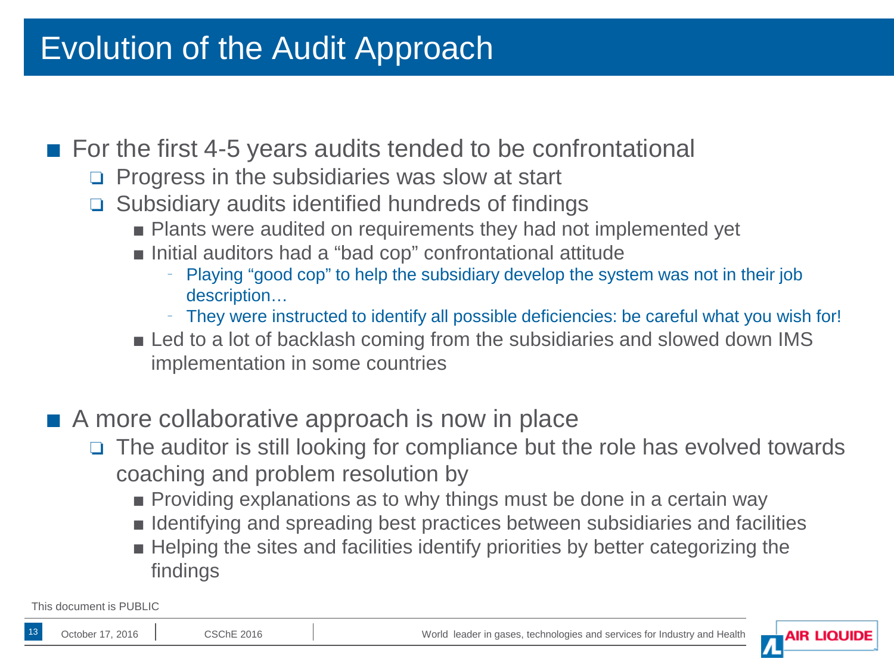# Evolution of the Audit Approach

- For the first 4-5 years audits tended to be confrontational
  - Progress in the subsidiaries was slow at start
  - Subsidiary audits identified hundreds of findings
    - Plants were audited on requirements they had not implemented yet
    - Initial auditors had a "bad cop" confrontational attitude
      - Playing "good cop" to help the subsidiary develop the system was not in their job description…
      - They were instructed to identify all possible deficiencies: be careful what you wish for!
    - Led to a lot of backlash coming from the subsidiaries and slowed down IMS implementation in some countries

- A more collaborative approach is now in place
  - The auditor is still looking for compliance but the role has evolved towards coaching and problem resolution by
    - Providing explanations as to why things must be done in a certain way
    - Identifying and spreading best practices between subsidiaries and facilities
    - Helping the sites and facilities identify priorities by better categorizing the findings

This document is PUBLIC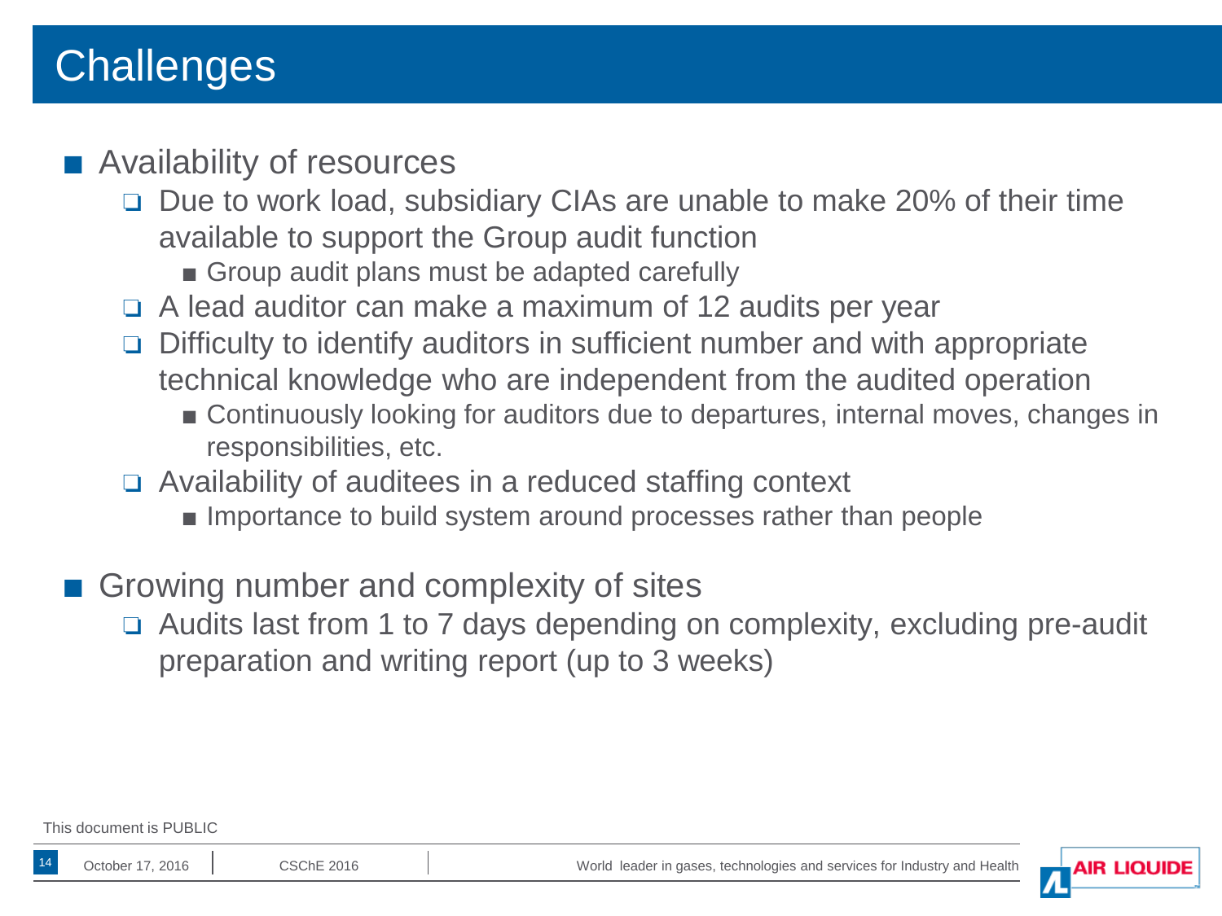# Challenges

- Availability of resources
  - Due to work load, subsidiary CIAs are unable to make 20% of their time available to support the Group audit function
    - Group audit plans must be adapted carefully
  - A lead auditor can make a maximum of 12 audits per year
  - Difficulty to identify auditors in sufficient number and with appropriate technical knowledge who are independent from the audited operation
    - Continuously looking for auditors due to departures, internal moves, changes in responsibilities, etc.
  - Availability of auditees in a reduced staffing context
    - Importance to build system around processes rather than people

- Growing number and complexity of sites
  - Audits last from 1 to 7 days depending on complexity, excluding pre-audit preparation and writing report (up to 3 weeks)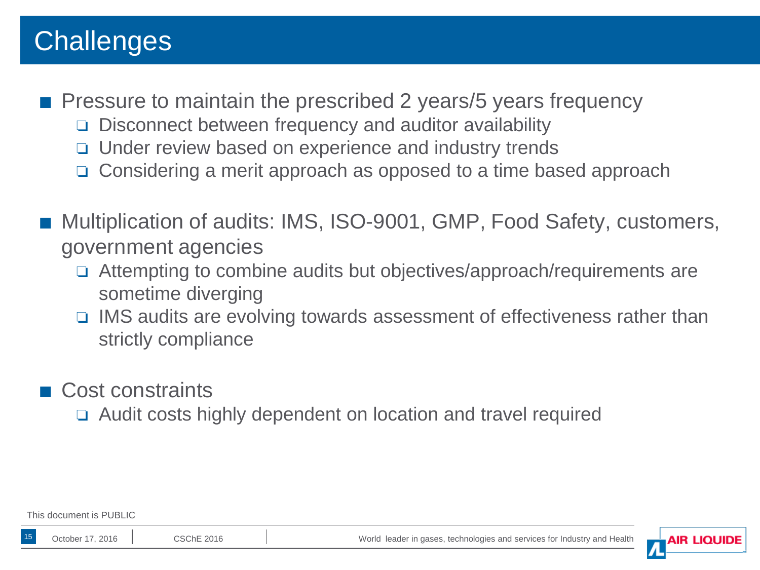# Challenges

- Pressure to maintain the prescribed 2 years/5 years frequency
  - Disconnect between frequency and auditor availability
  - Under review based on experience and industry trends
  - Considering a merit approach as opposed to a time based approach

- Multiplication of audits: IMS, ISO-9001, GMP, Food Safety, customers, government agencies
  - Attempting to combine audits but objectives/approach/requirements are sometime diverging
  - IMS audits are evolving towards assessment of effectiveness rather than strictly compliance

- Cost constraints
  - Audit costs highly dependent on location and travel required

This document is PUBLIC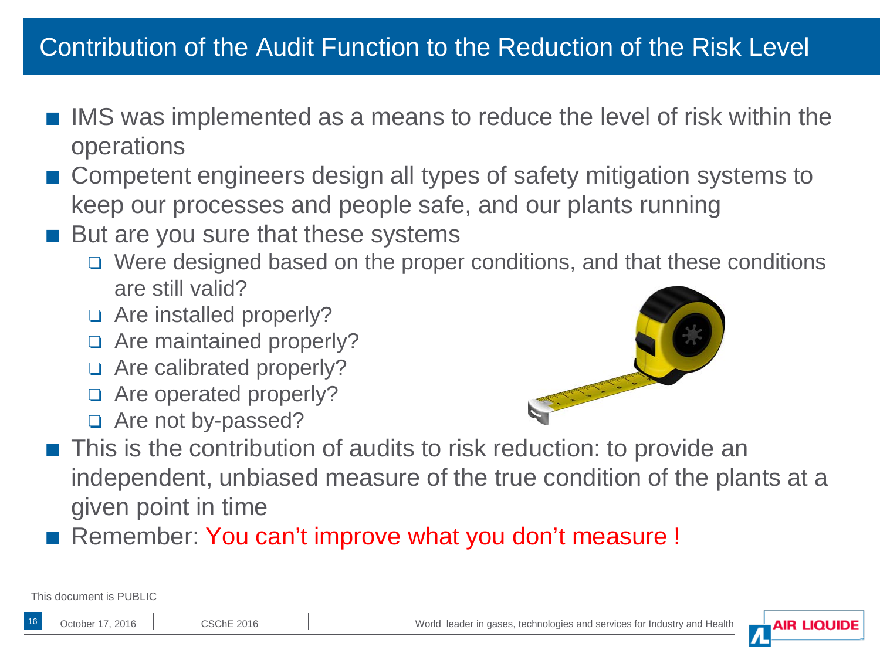# Contribution of the Audit Function to the Reduction of the Risk Level

- IMS was implemented as a means to reduce the level of risk within the operations
- Competent engineers design all types of safety mitigation systems to keep our processes and people safe, and our plants running
- But are you sure that these systems
  - Were designed based on the proper conditions, and that these conditions are still valid?
  - Are installed properly?
  - Are maintained properly?
  - Are calibrated properly?
  - Are operated properly?
  - Are not by-passed?
- This is the contribution of audits to risk reduction: to provide an independent, unbiased measure of the true condition of the plants at a given point in time
- Remember: You can't improve what you don't measure !

This document is PUBLIC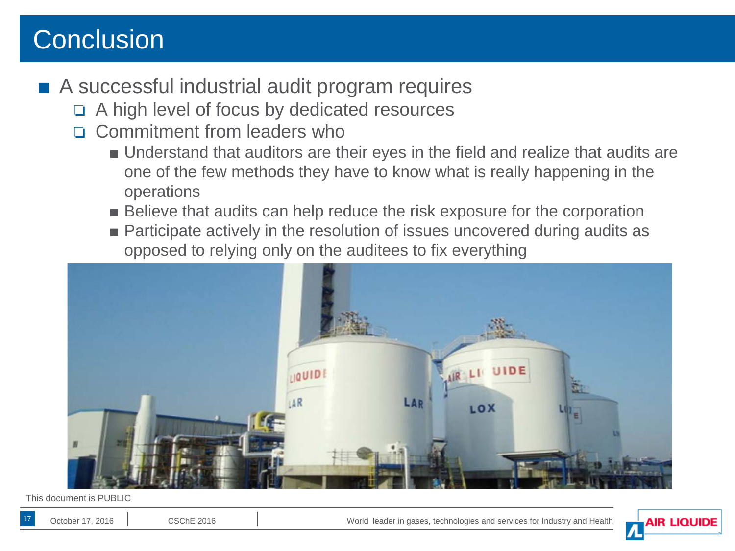# Conclusion

- A successful industrial audit program requires
  - A high level of focus by dedicated resources
  - Commitment from leaders who
    - Understand that auditors are their eyes in the field and realize that audits are one of the few methods they have to know what is really happening in the operations
    - Believe that audits can help reduce the risk exposure for the corporation
    - Participate actively in the resolution of issues uncovered during audits as opposed to relying only on the auditees to fix everything

This document is PUBLIC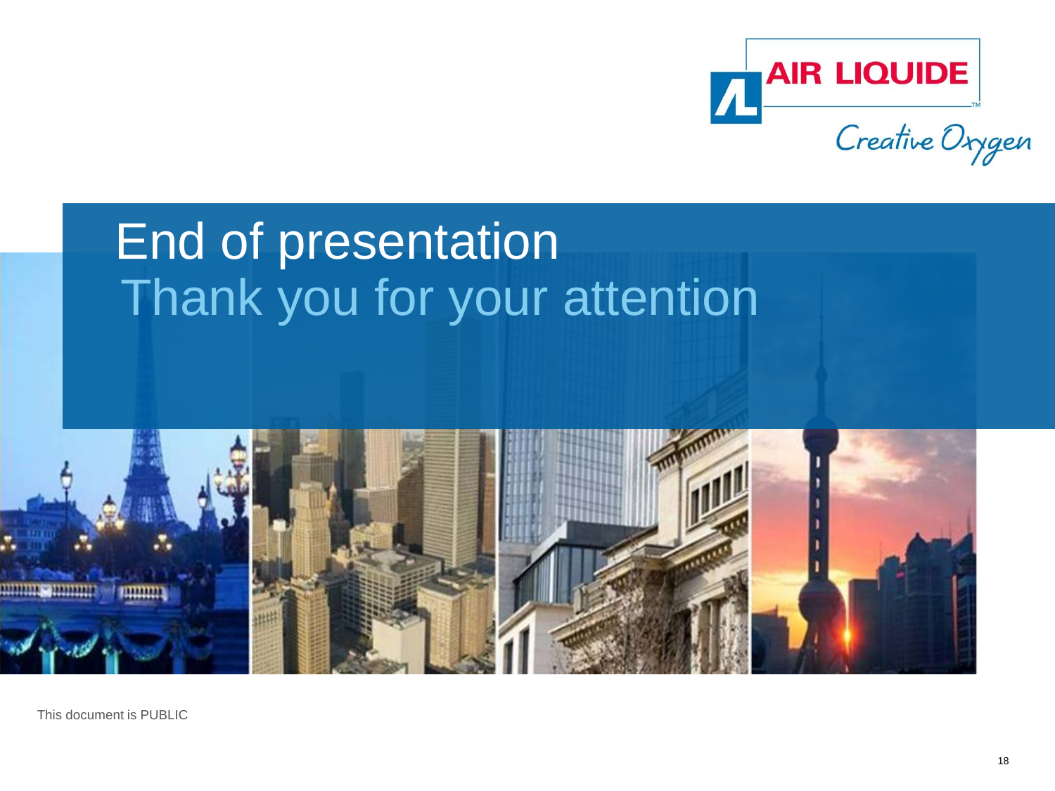AIR LIQUIDE

Creative Oxygen

# End of presentation

## Thank you for your attention

This document is PUBLIC